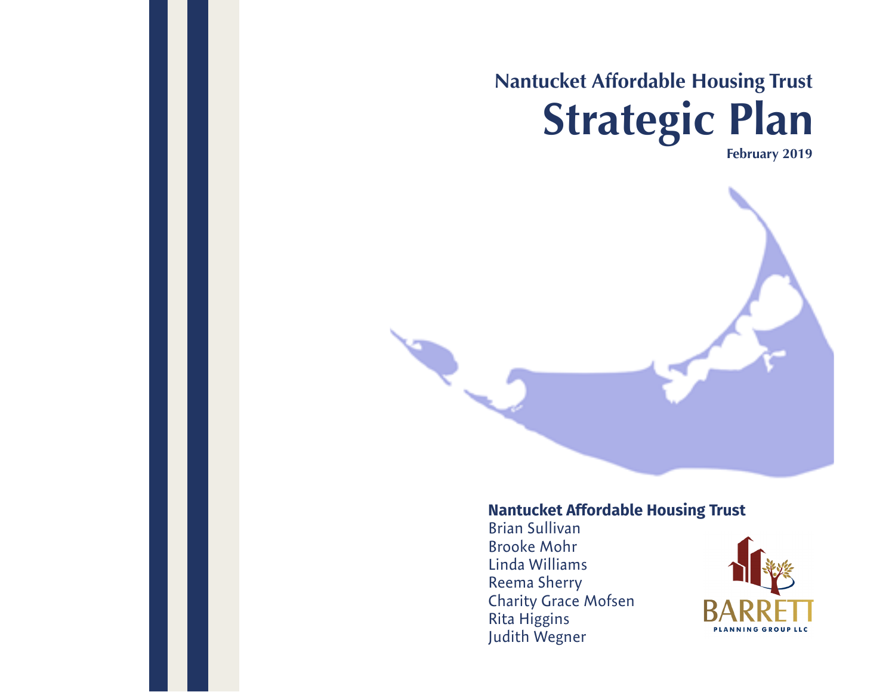## Nantucket Affordable Housing Trust

# Strategic Plan

**February 2019**

**Nantucket Affordable Housing Trust**

Brian Sullivan
Brooke Mohr
Linda Williams
Reema Sherry
Charity Grace Mofsen
Rita Higgins
Judith Wegner

BARRETT
PLANNING GROUP LLC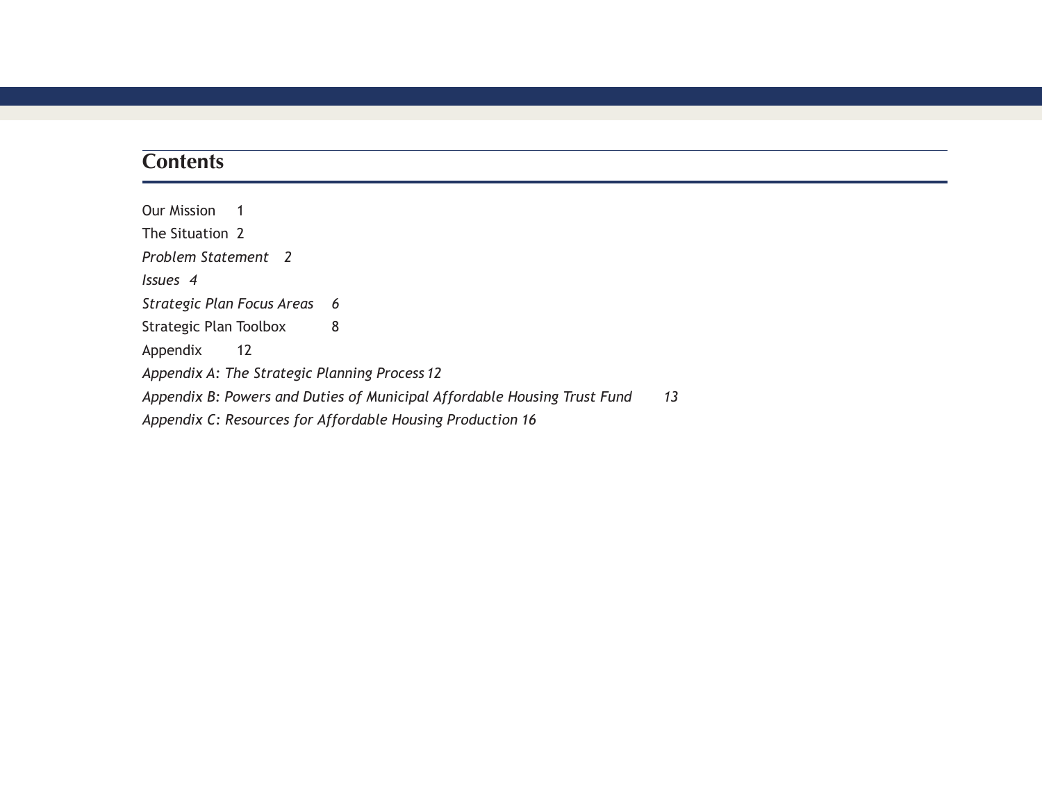## Contents

Our Mission 1

The Situation 2

*Problem Statement 2*

*Issues 4*

*Strategic Plan Focus Areas 6*

Strategic Plan Toolbox 8

Appendix 12

*Appendix A: The Strategic Planning Process 12*

*Appendix B: Powers and Duties of Municipal Affordable Housing Trust Fund 13*

*Appendix C: Resources for Affordable Housing Production 16*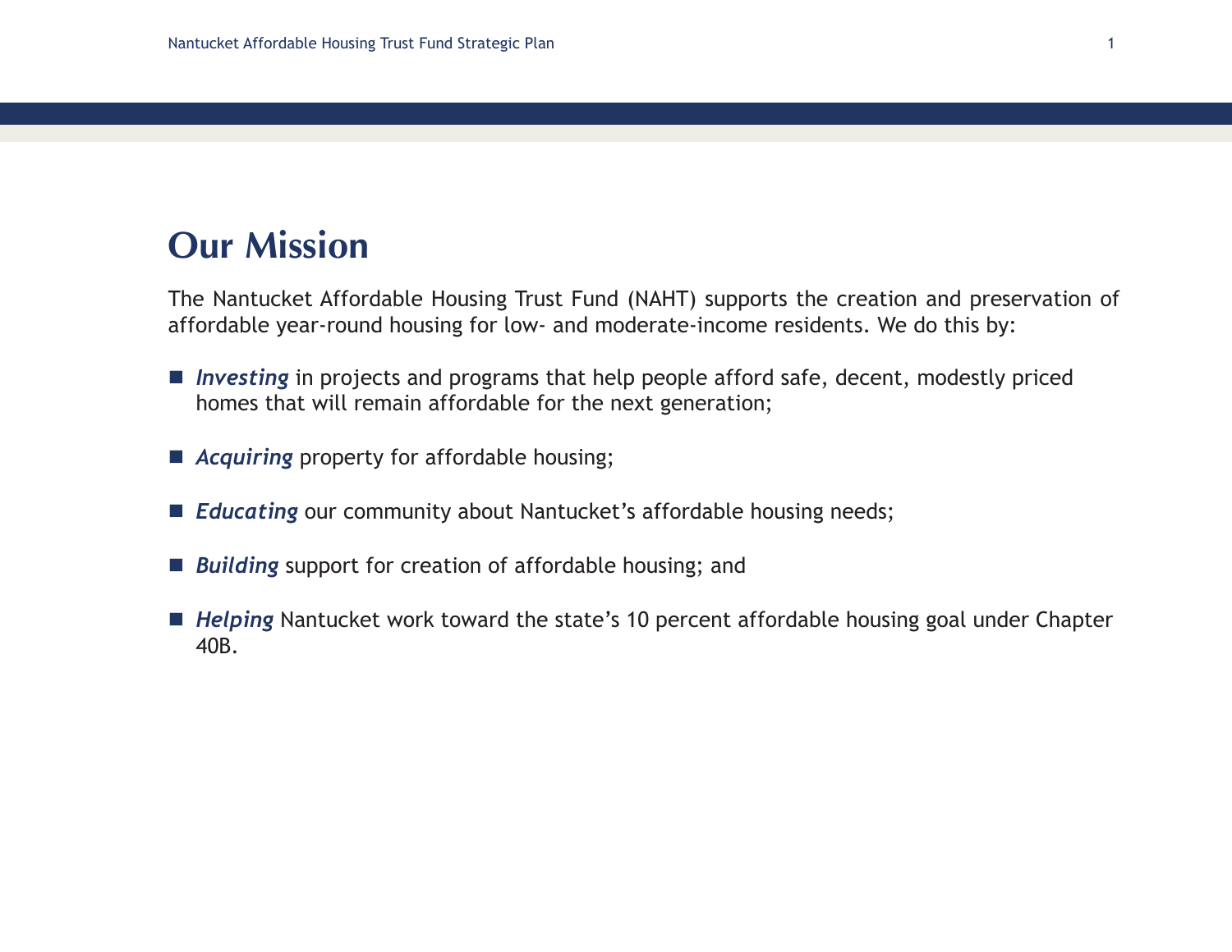# Our Mission

The Nantucket Affordable Housing Trust Fund (NAHT) supports the creation and preservation of affordable year-round housing for low- and moderate-income residents. We do this by:

- ***Investing*** in projects and programs that help people afford safe, decent, modestly priced homes that will remain affordable for the next generation;
- ***Acquiring*** property for affordable housing;
- ***Educating*** our community about Nantucket's affordable housing needs;
- ***Building*** support for creation of affordable housing; and
- ***Helping*** Nantucket work toward the state's 10 percent affordable housing goal under Chapter 40B.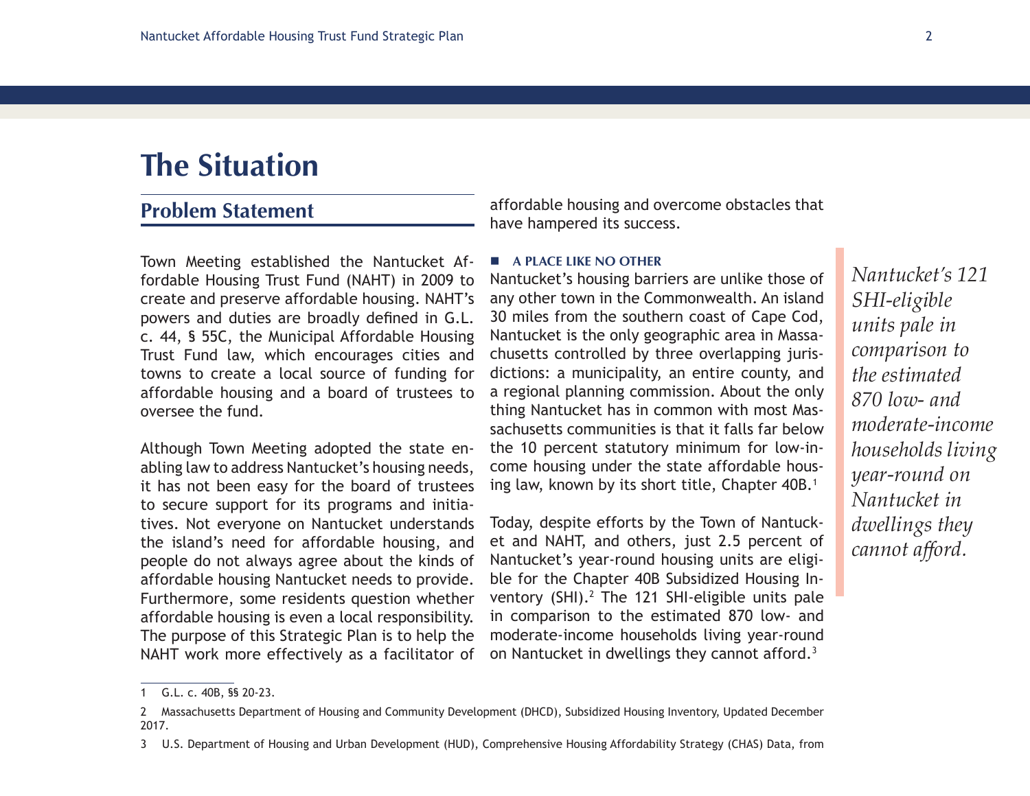# The Situation

## Problem Statement

Town Meeting established the Nantucket Affordable Housing Trust Fund (NAHT) in 2009 to create and preserve affordable housing. NAHT's powers and duties are broadly defined in G.L. c. 44, § 55C, the Municipal Affordable Housing Trust Fund law, which encourages cities and towns to create a local source of funding for affordable housing and a board of trustees to oversee the fund.

Although Town Meeting adopted the state enabling law to address Nantucket's housing needs, it has not been easy for the board of trustees to secure support for its programs and initiatives. Not everyone on Nantucket understands the island's need for affordable housing, and people do not always agree about the kinds of affordable housing Nantucket needs to provide. Furthermore, some residents question whether affordable housing is even a local responsibility. The purpose of this Strategic Plan is to help the NAHT work more effectively as a facilitator of affordable housing and overcome obstacles that have hampered its success.

### A PLACE LIKE NO OTHER

Nantucket's housing barriers are unlike those of any other town in the Commonwealth. An island 30 miles from the southern coast of Cape Cod, Nantucket is the only geographic area in Massachusetts controlled by three overlapping jurisdictions: a municipality, an entire county, and a regional planning commission. About the only thing Nantucket has in common with most Massachusetts communities is that it falls far below the 10 percent statutory minimum for low-income housing under the state affordable housing law, known by its short title, Chapter 40B.[1]

Today, despite efforts by the Town of Nantucket and NAHT, and others, just 2.5 percent of Nantucket's year-round housing units are eligible for the Chapter 40B Subsidized Housing Inventory (SHI).[2] The 121 SHI-eligible units pale in comparison to the estimated 870 low- and moderate-income households living year-round on Nantucket in dwellings they cannot afford.[3]

*Nantucket's 121 SHI-eligible units pale in comparison to the estimated 870 low- and moderate-income households living year-round on Nantucket in dwellings they cannot afford.*

---

1 G.L. c. 40B, §§ 20-23.

2 Massachusetts Department of Housing and Community Development (DHCD), Subsidized Housing Inventory, Updated December 2017.

3 U.S. Department of Housing and Urban Development (HUD), Comprehensive Housing Affordability Strategy (CHAS) Data, from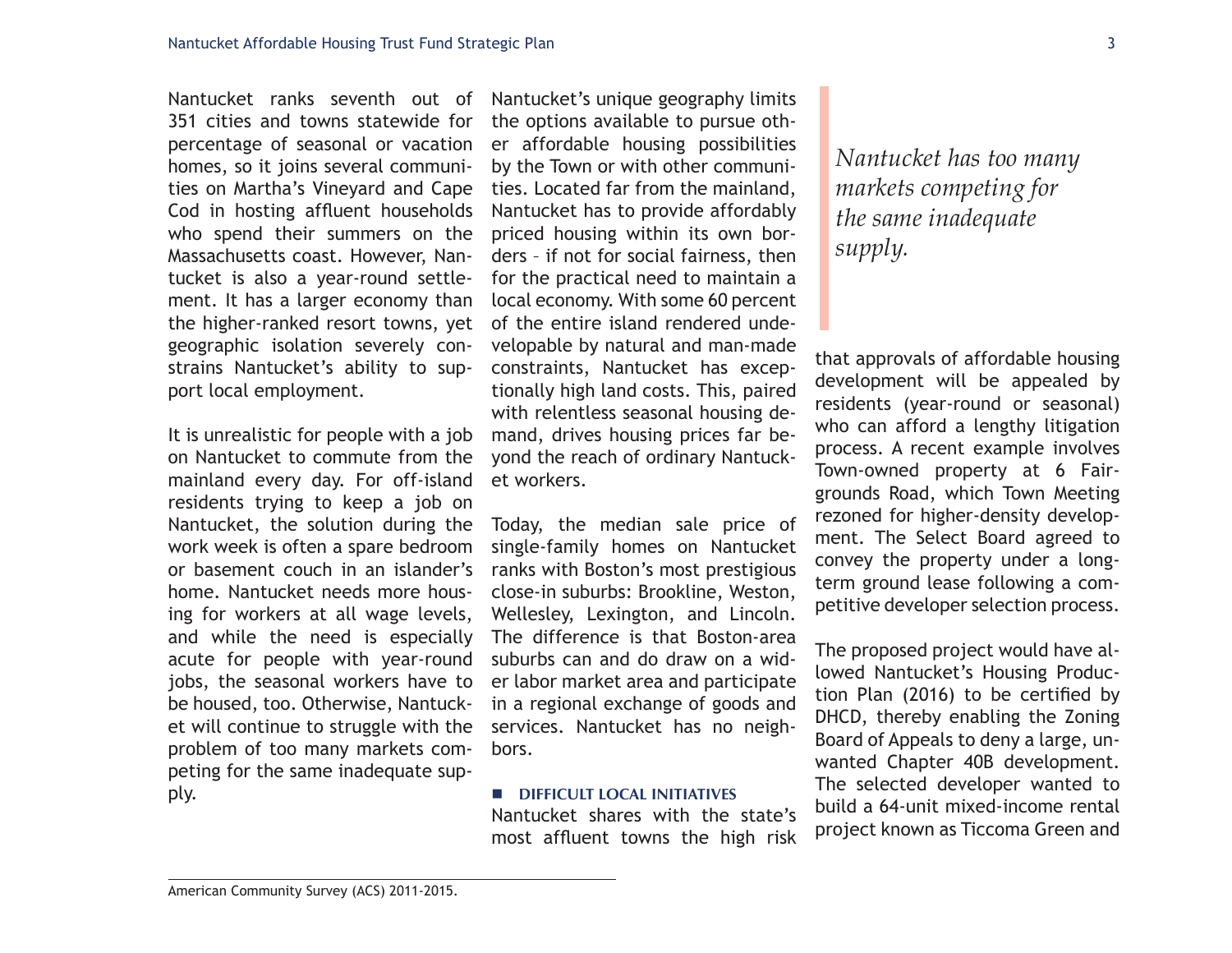Nantucket ranks seventh out of 351 cities and towns statewide for percentage of seasonal or vacation homes, so it joins several communities on Martha's Vineyard and Cape Cod in hosting affluent households who spend their summers on the Massachusetts coast. However, Nantucket is also a year-round settlement. It has a larger economy than the higher-ranked resort towns, yet geographic isolation severely constrains Nantucket's ability to support local employment.

It is unrealistic for people with a job on Nantucket to commute from the mainland every day. For off-island residents trying to keep a job on Nantucket, the solution during the work week is often a spare bedroom or basement couch in an islander's home. Nantucket needs more housing for workers at all wage levels, and while the need is especially acute for people with year-round jobs, the seasonal workers have to be housed, too. Otherwise, Nantucket will continue to struggle with the problem of too many markets competing for the same inadequate supply.

Nantucket's unique geography limits the options available to pursue other affordable housing possibilities by the Town or with other communities. Located far from the mainland, Nantucket has to provide affordably priced housing within its own borders – if not for social fairness, then for the practical need to maintain a local economy. With some 60 percent of the entire island rendered undevelopable by natural and man-made constraints, Nantucket has exceptionally high land costs. This, paired with relentless seasonal housing demand, drives housing prices far beyond the reach of ordinary Nantucket workers.

Today, the median sale price of single-family homes on Nantucket ranks with Boston's most prestigious close-in suburbs: Brookline, Weston, Wellesley, Lexington, and Lincoln. The difference is that Boston-area suburbs can and do draw on a wider labor market area and participate in a regional exchange of goods and services. Nantucket has no neighbors.

*Nantucket has too many markets competing for the same inadequate supply.*

### DIFFICULT LOCAL INITIATIVES

Nantucket shares with the state's most affluent towns the high risk that approvals of affordable housing development will be appealed by residents (year-round or seasonal) who can afford a lengthy litigation process. A recent example involves Town-owned property at 6 Fairgrounds Road, which Town Meeting rezoned for higher-density development. The Select Board agreed to convey the property under a long-term ground lease following a competitive developer selection process.

The proposed project would have allowed Nantucket's Housing Production Plan (2016) to be certified by DHCD, thereby enabling the Zoning Board of Appeals to deny a large, unwanted Chapter 40B development. The selected developer wanted to build a 64-unit mixed-income rental project known as Ticcoma Green and

---

American Community Survey (ACS) 2011-2015.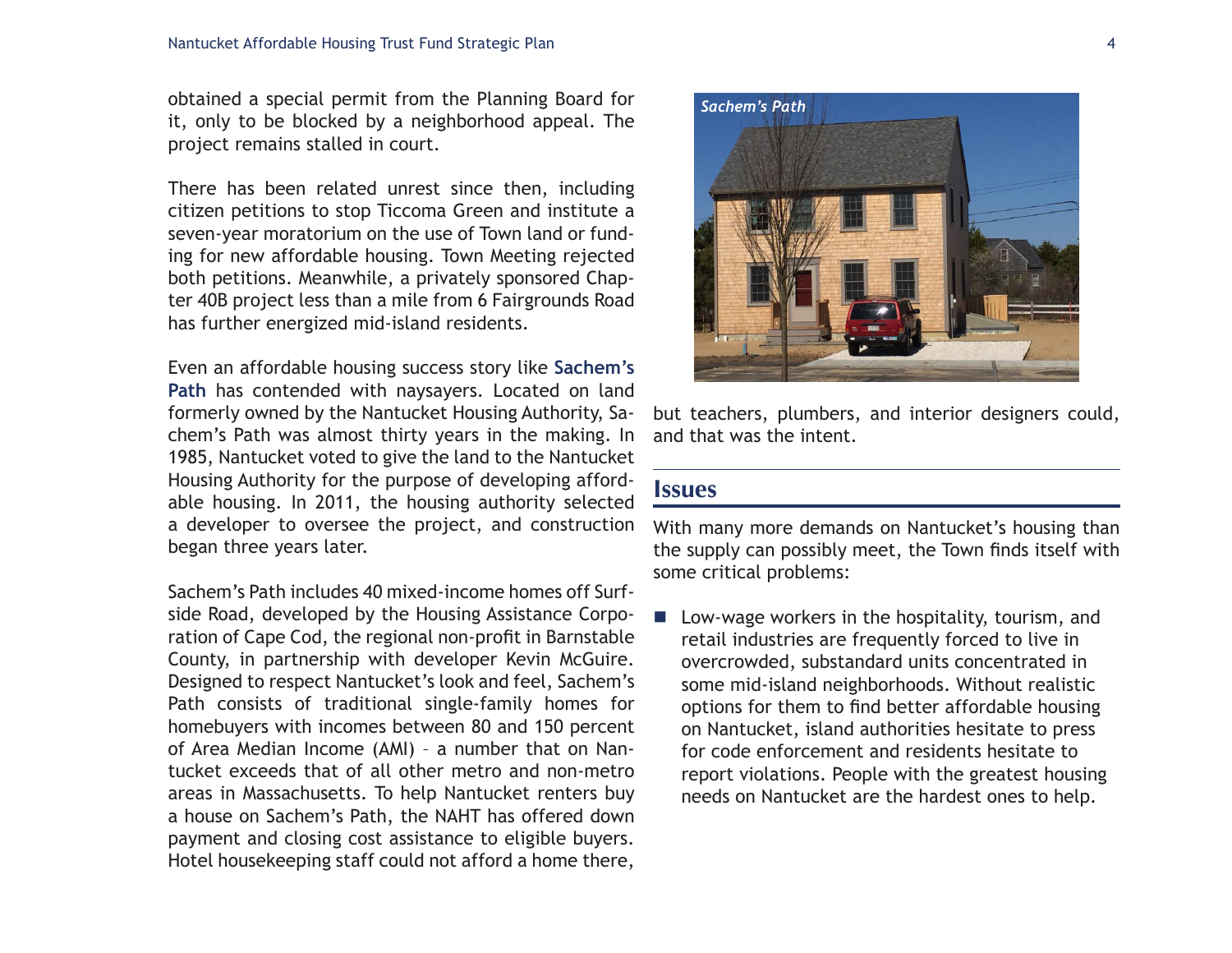obtained a special permit from the Planning Board for it, only to be blocked by a neighborhood appeal. The project remains stalled in court.

There has been related unrest since then, including citizen petitions to stop Ticcoma Green and institute a seven-year moratorium on the use of Town land or funding for new affordable housing. Town Meeting rejected both petitions. Meanwhile, a privately sponsored Chapter 40B project less than a mile from 6 Fairgrounds Road has further energized mid-island residents.

Even an affordable housing success story like **Sachem's Path** has contended with naysayers. Located on land formerly owned by the Nantucket Housing Authority, Sachem's Path was almost thirty years in the making. In 1985, Nantucket voted to give the land to the Nantucket Housing Authority for the purpose of developing affordable housing. In 2011, the housing authority selected a developer to oversee the project, and construction began three years later.

Sachem's Path includes 40 mixed-income homes off Surfside Road, developed by the Housing Assistance Corporation of Cape Cod, the regional non-profit in Barnstable County, in partnership with developer Kevin McGuire. Designed to respect Nantucket's look and feel, Sachem's Path consists of traditional single-family homes for homebuyers with incomes between 80 and 150 percent of Area Median Income (AMI) – a number that on Nantucket exceeds that of all other metro and non-metro areas in Massachusetts. To help Nantucket renters buy a house on Sachem's Path, the NAHT has offered down payment and closing cost assistance to eligible buyers. Hotel housekeeping staff could not afford a home there, but teachers, plumbers, and interior designers could, and that was the intent.

*Sachem's Path*

## Issues

With many more demands on Nantucket's housing than the supply can possibly meet, the Town finds itself with some critical problems:

- Low-wage workers in the hospitality, tourism, and retail industries are frequently forced to live in overcrowded, substandard units concentrated in some mid-island neighborhoods. Without realistic options for them to find better affordable housing on Nantucket, island authorities hesitate to press for code enforcement and residents hesitate to report violations. People with the greatest housing needs on Nantucket are the hardest ones to help.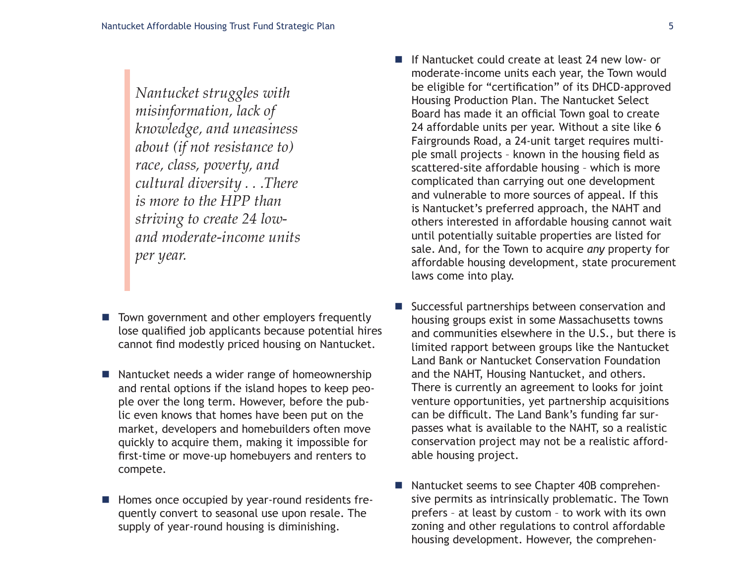> *Nantucket struggles with misinformation, lack of knowledge, and uneasiness about (if not resistance to) race, class, poverty, and cultural diversity . . .There is more to the HPP than striving to create 24 low- and moderate-income units per year.*

- Town government and other employers frequently lose qualified job applicants because potential hires cannot find modestly priced housing on Nantucket.

- Nantucket needs a wider range of homeownership and rental options if the island hopes to keep people over the long term. However, before the public even knows that homes have been put on the market, developers and homebuilders often move quickly to acquire them, making it impossible for first-time or move-up homebuyers and renters to compete.

- Homes once occupied by year-round residents frequently convert to seasonal use upon resale. The supply of year-round housing is diminishing.

- If Nantucket could create at least 24 new low- or moderate-income units each year, the Town would be eligible for "certification" of its DHCD-approved Housing Production Plan. The Nantucket Select Board has made it an official Town goal to create 24 affordable units per year. Without a site like 6 Fairgrounds Road, a 24-unit target requires multiple small projects – known in the housing field as scattered-site affordable housing – which is more complicated than carrying out one development and vulnerable to more sources of appeal. If this is Nantucket's preferred approach, the NAHT and others interested in affordable housing cannot wait until potentially suitable properties are listed for sale. And, for the Town to acquire *any* property for affordable housing development, state procurement laws come into play.

- Successful partnerships between conservation and housing groups exist in some Massachusetts towns and communities elsewhere in the U.S., but there is limited rapport between groups like the Nantucket Land Bank or Nantucket Conservation Foundation and the NAHT, Housing Nantucket, and others. There is currently an agreement to looks for joint venture opportunities, yet partnership acquisitions can be difficult. The Land Bank's funding far surpasses what is available to the NAHT, so a realistic conservation project may not be a realistic affordable housing project.

- Nantucket seems to see Chapter 40B comprehensive permits as intrinsically problematic. The Town prefers – at least by custom – to work with its own zoning and other regulations to control affordable housing development. However, the comprehen-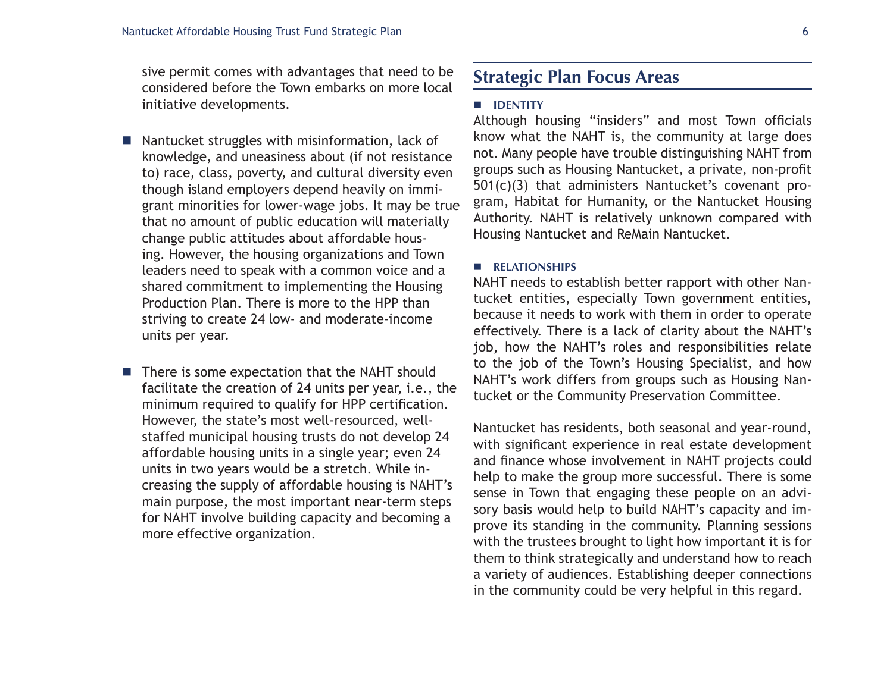sive permit comes with advantages that need to be considered before the Town embarks on more local initiative developments.

- Nantucket struggles with misinformation, lack of knowledge, and uneasiness about (if not resistance to) race, class, poverty, and cultural diversity even though island employers depend heavily on immigrant minorities for lower-wage jobs. It may be true that no amount of public education will materially change public attitudes about affordable housing. However, the housing organizations and Town leaders need to speak with a common voice and a shared commitment to implementing the Housing Production Plan. There is more to the HPP than striving to create 24 low- and moderate-income units per year.

- There is some expectation that the NAHT should facilitate the creation of 24 units per year, i.e., the minimum required to qualify for HPP certification. However, the state's most well-resourced, well-staffed municipal housing trusts do not develop 24 affordable housing units in a single year; even 24 units in two years would be a stretch. While increasing the supply of affordable housing is NAHT's main purpose, the most important near-term steps for NAHT involve building capacity and becoming a more effective organization.

## Strategic Plan Focus Areas

### IDENTITY

Although housing "insiders" and most Town officials know what the NAHT is, the community at large does not. Many people have trouble distinguishing NAHT from groups such as Housing Nantucket, a private, non-profit 501(c)(3) that administers Nantucket's covenant program, Habitat for Humanity, or the Nantucket Housing Authority. NAHT is relatively unknown compared with Housing Nantucket and ReMain Nantucket.

### RELATIONSHIPS

NAHT needs to establish better rapport with other Nantucket entities, especially Town government entities, because it needs to work with them in order to operate effectively. There is a lack of clarity about the NAHT's job, how the NAHT's roles and responsibilities relate to the job of the Town's Housing Specialist, and how NAHT's work differs from groups such as Housing Nantucket or the Community Preservation Committee.

Nantucket has residents, both seasonal and year-round, with significant experience in real estate development and finance whose involvement in NAHT projects could help to make the group more successful. There is some sense in Town that engaging these people on an advisory basis would help to build NAHT's capacity and improve its standing in the community. Planning sessions with the trustees brought to light how important it is for them to think strategically and understand how to reach a variety of audiences. Establishing deeper connections in the community could be very helpful in this regard.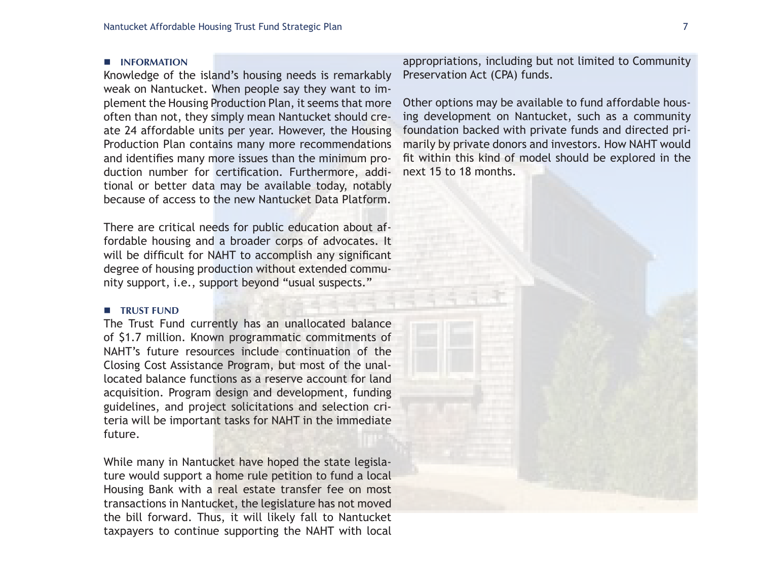### INFORMATION

Knowledge of the island's housing needs is remarkably weak on Nantucket. When people say they want to implement the Housing Production Plan, it seems that more often than not, they simply mean Nantucket should create 24 affordable units per year. However, the Housing Production Plan contains many more recommendations and identifies many more issues than the minimum production number for certification. Furthermore, additional or better data may be available today, notably because of access to the new Nantucket Data Platform.

There are critical needs for public education about affordable housing and a broader corps of advocates. It will be difficult for NAHT to accomplish any significant degree of housing production without extended community support, i.e., support beyond "usual suspects."

### TRUST FUND

The Trust Fund currently has an unallocated balance of $1.7 million. Known programmatic commitments of NAHT's future resources include continuation of the Closing Cost Assistance Program, but most of the unallocated balance functions as a reserve account for land acquisition. Program design and development, funding guidelines, and project solicitations and selection criteria will be important tasks for NAHT in the immediate future.

While many in Nantucket have hoped the state legislature would support a home rule petition to fund a local Housing Bank with a real estate transfer fee on most transactions in Nantucket, the legislature has not moved the bill forward. Thus, it will likely fall to Nantucket taxpayers to continue supporting the NAHT with local appropriations, including but not limited to Community Preservation Act (CPA) funds.

Other options may be available to fund affordable housing development on Nantucket, such as a community foundation backed with private funds and directed primarily by private donors and investors. How NAHT would fit within this kind of model should be explored in the next 15 to 18 months.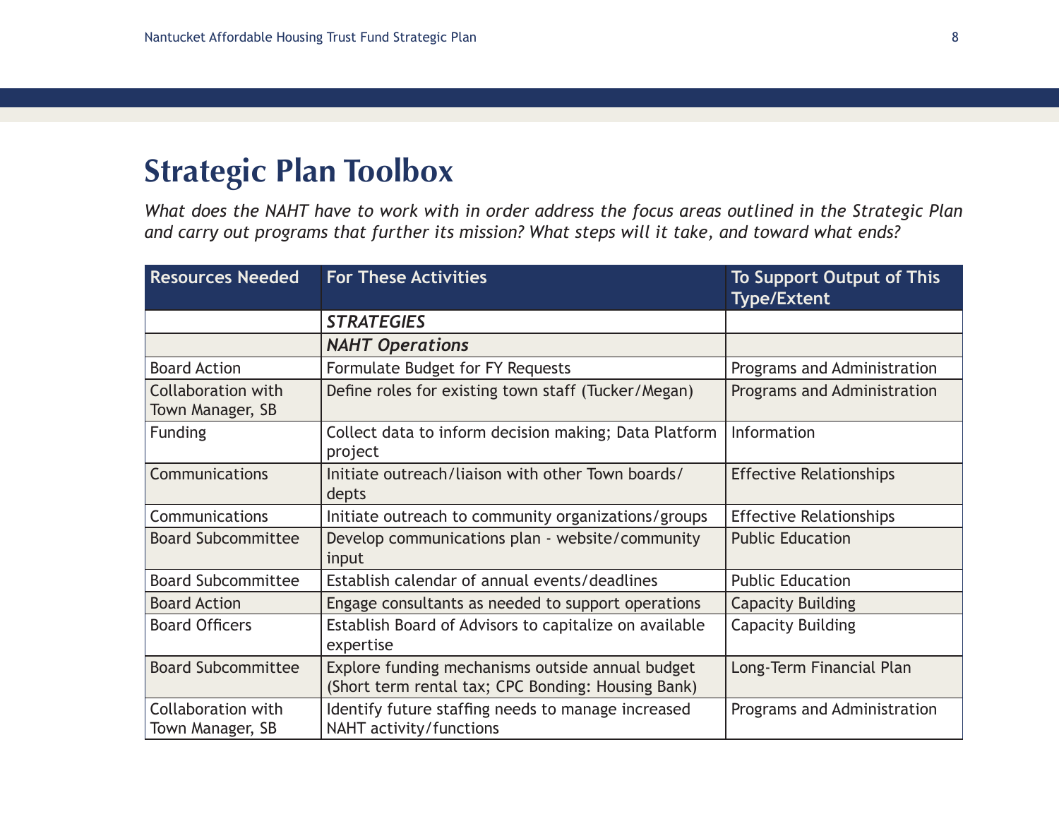# Strategic Plan Toolbox

*What does the NAHT have to work with in order address the focus areas outlined in the Strategic Plan and carry out programs that further its mission? What steps will it take, and toward what ends?*

| Resources Needed | For These Activities | To Support Output of This Type/Extent |
|---|---|---|
| | ***STRATEGIES*** | |
| | ***NAHT Operations*** | |
| Board Action | Formulate Budget for FY Requests | Programs and Administration |
| Collaboration with Town Manager, SB | Define roles for existing town staff (Tucker/Megan) | Programs and Administration |
| Funding | Collect data to inform decision making; Data Platform project | Information |
| Communications | Initiate outreach/liaison with other Town boards/depts | Effective Relationships |
| Communications | Initiate outreach to community organizations/groups | Effective Relationships |
| Board Subcommittee | Develop communications plan - website/community input | Public Education |
| Board Subcommittee | Establish calendar of annual events/deadlines | Public Education |
| Board Action | Engage consultants as needed to support operations | Capacity Building |
| Board Officers | Establish Board of Advisors to capitalize on available expertise | Capacity Building |
| Board Subcommittee | Explore funding mechanisms outside annual budget (Short term rental tax; CPC Bonding: Housing Bank) | Long-Term Financial Plan |
| Collaboration with Town Manager, SB | Identify future staffing needs to manage increased NAHT activity/functions | Programs and Administration |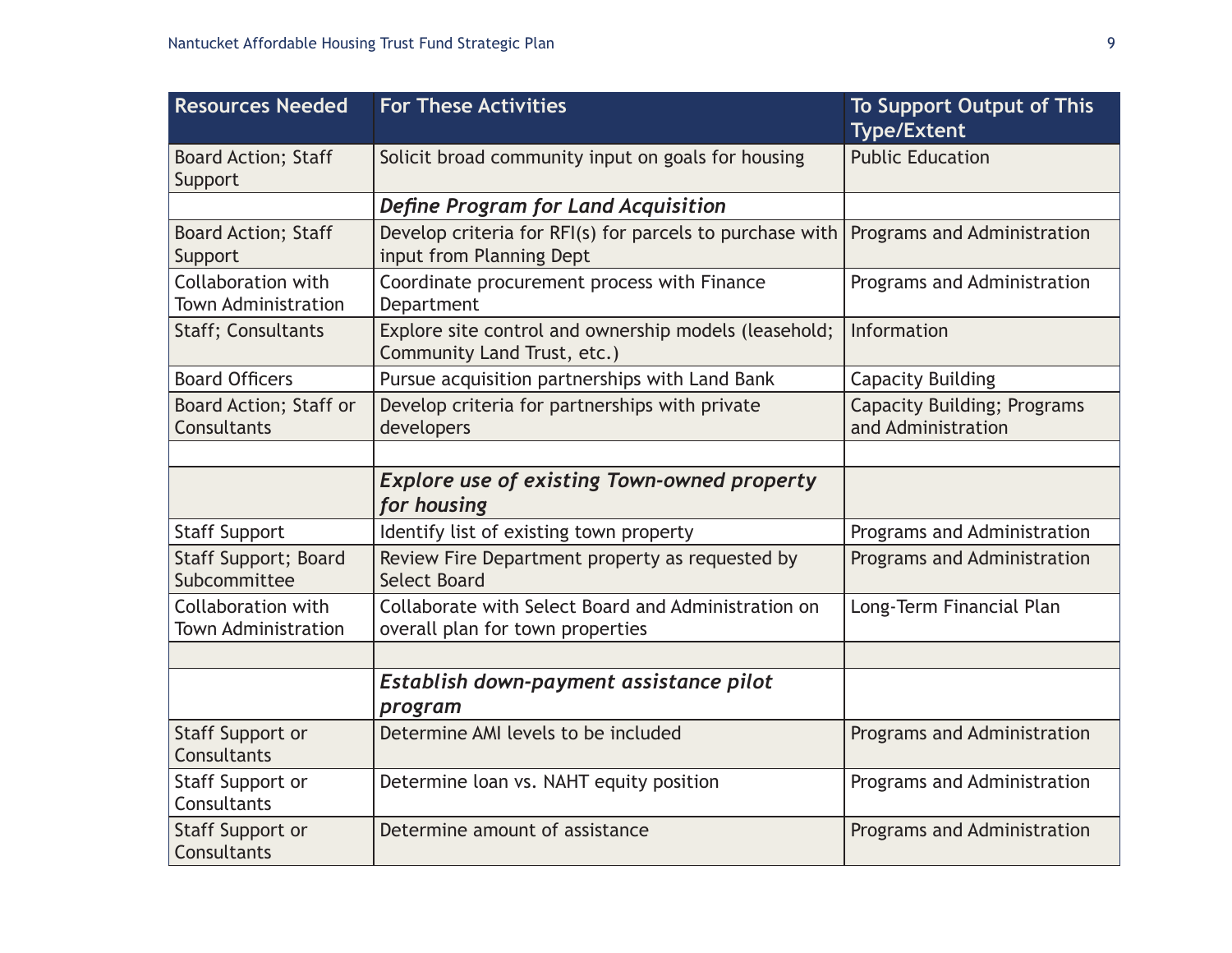| Resources Needed | For These Activities | To Support Output of This Type/Extent |
|---|---|---|
| Board Action; Staff Support | Solicit broad community input on goals for housing | Public Education |
| | ***Define Program for Land Acquisition*** | |
| Board Action; Staff Support | Develop criteria for RFI(s) for parcels to purchase with input from Planning Dept | Programs and Administration |
| Collaboration with Town Administration | Coordinate procurement process with Finance Department | Programs and Administration |
| Staff; Consultants | Explore site control and ownership models (leasehold; Community Land Trust, etc.) | Information |
| Board Officers | Pursue acquisition partnerships with Land Bank | Capacity Building |
| Board Action; Staff or Consultants | Develop criteria for partnerships with private developers | Capacity Building; Programs and Administration |
| | | |
| | ***Explore use of existing Town-owned property for housing*** | |
| Staff Support | Identify list of existing town property | Programs and Administration |
| Staff Support; Board Subcommittee | Review Fire Department property as requested by Select Board | Programs and Administration |
| Collaboration with Town Administration | Collaborate with Select Board and Administration on overall plan for town properties | Long-Term Financial Plan |
| | | |
| | ***Establish down-payment assistance pilot program*** | |
| Staff Support or Consultants | Determine AMI levels to be included | Programs and Administration |
| Staff Support or Consultants | Determine loan vs. NAHT equity position | Programs and Administration |
| Staff Support or Consultants | Determine amount of assistance | Programs and Administration |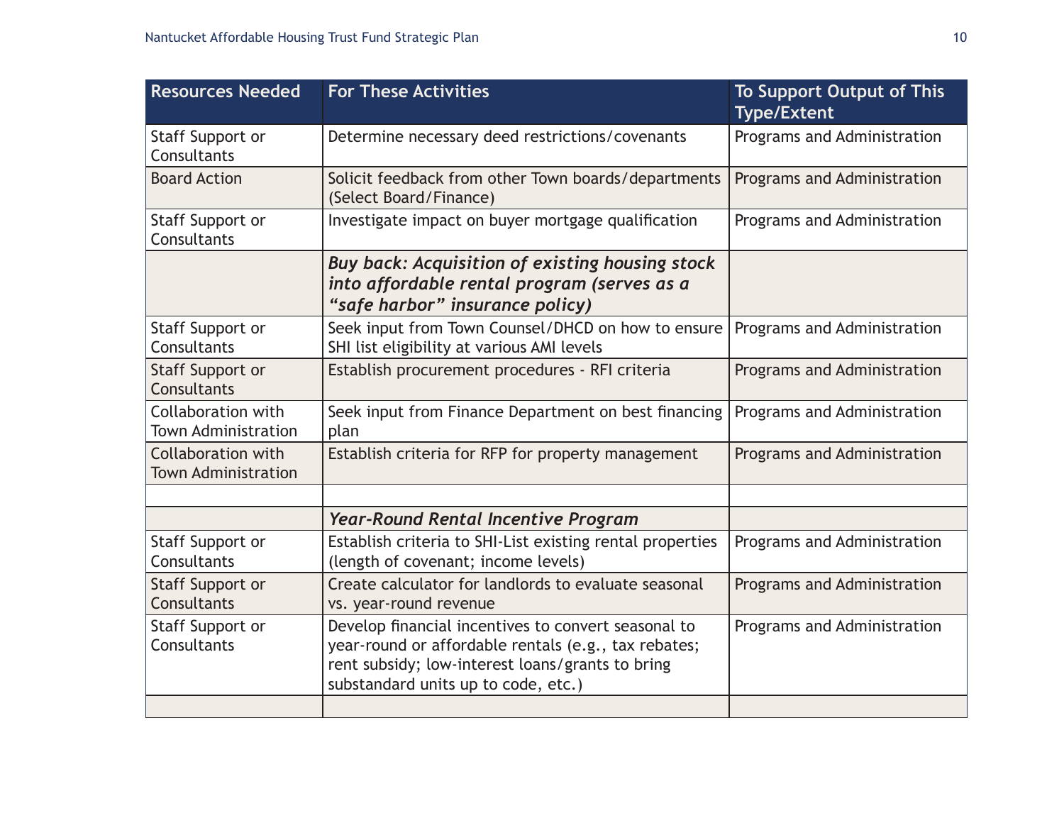| Resources Needed | For These Activities | To Support Output of This Type/Extent |
|---|---|---|
| Staff Support or Consultants | Determine necessary deed restrictions/covenants | Programs and Administration |
| Board Action | Solicit feedback from other Town boards/departments (Select Board/Finance) | Programs and Administration |
| Staff Support or Consultants | Investigate impact on buyer mortgage qualification | Programs and Administration |
| | ***Buy back: Acquisition of existing housing stock into affordable rental program (serves as a "safe harbor" insurance policy)*** | |
| Staff Support or Consultants | Seek input from Town Counsel/DHCD on how to ensure SHI list eligibility at various AMI levels | Programs and Administration |
| Staff Support or Consultants | Establish procurement procedures - RFI criteria | Programs and Administration |
| Collaboration with Town Administration | Seek input from Finance Department on best financing plan | Programs and Administration |
| Collaboration with Town Administration | Establish criteria for RFP for property management | Programs and Administration |
| | | |
| | ***Year-Round Rental Incentive Program*** | |
| Staff Support or Consultants | Establish criteria to SHI-List existing rental properties (length of covenant; income levels) | Programs and Administration |
| Staff Support or Consultants | Create calculator for landlords to evaluate seasonal vs. year-round revenue | Programs and Administration |
| Staff Support or Consultants | Develop financial incentives to convert seasonal to year-round or affordable rentals (e.g., tax rebates; rent subsidy; low-interest loans/grants to bring substandard units up to code, etc.) | Programs and Administration |
| | | |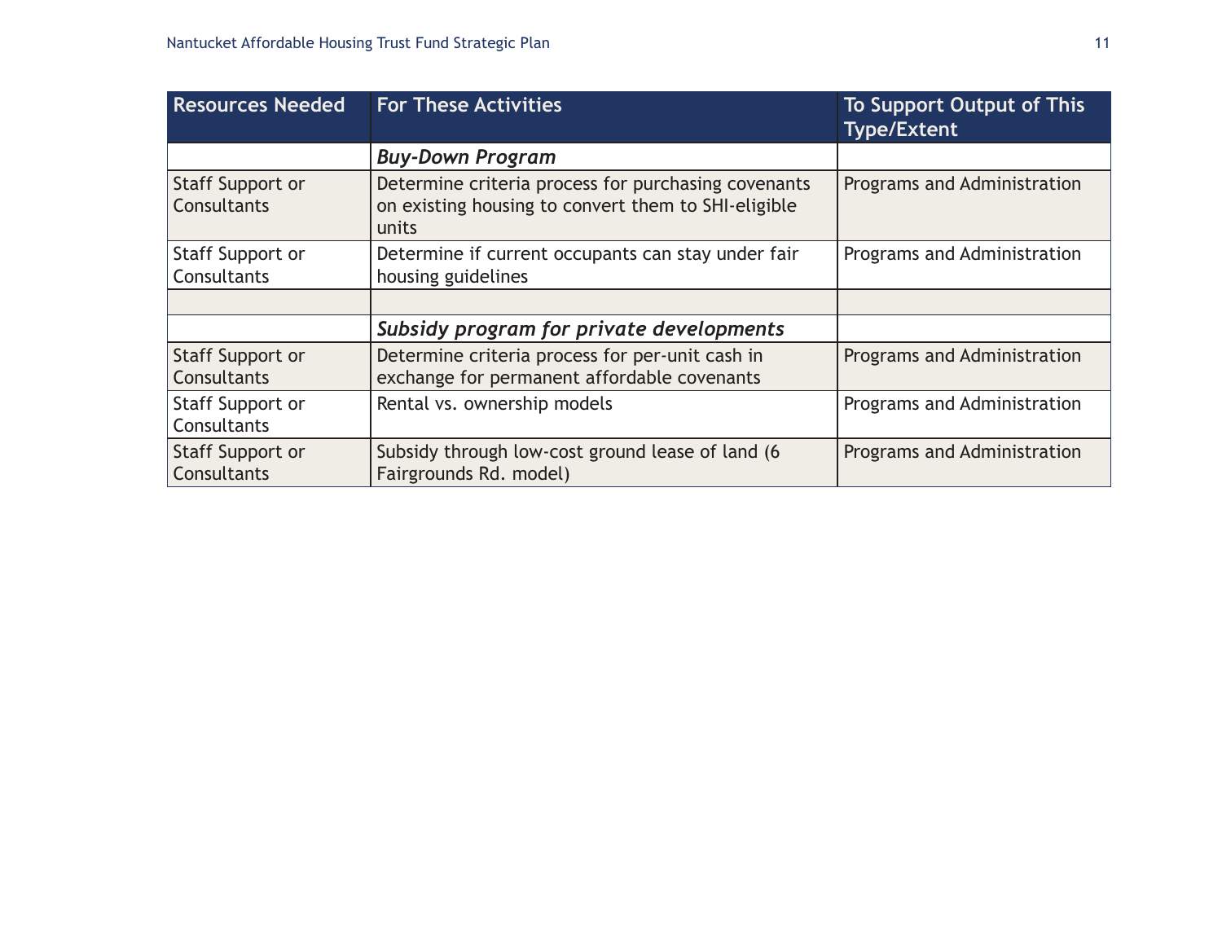| Resources Needed | For These Activities | To Support Output of This Type/Extent |
| --- | --- | --- |
| | ***Buy-Down Program*** | |
| Staff Support or Consultants | Determine criteria process for purchasing covenants on existing housing to convert them to SHI-eligible units | Programs and Administration |
| Staff Support or Consultants | Determine if current occupants can stay under fair housing guidelines | Programs and Administration |
| | | |
| | ***Subsidy program for private developments*** | |
| Staff Support or Consultants | Determine criteria process for per-unit cash in exchange for permanent affordable covenants | Programs and Administration |
| Staff Support or Consultants | Rental vs. ownership models | Programs and Administration |
| Staff Support or Consultants | Subsidy through low-cost ground lease of land (6 Fairgrounds Rd. model) | Programs and Administration |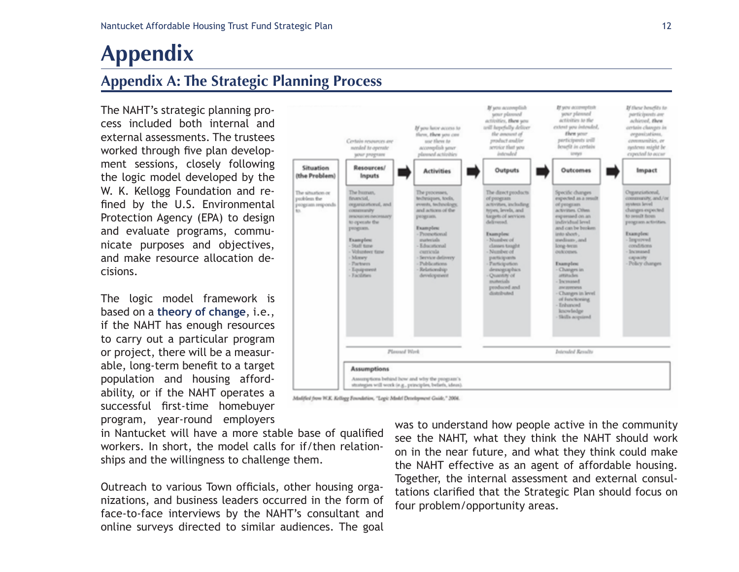# Appendix

## Appendix A: The Strategic Planning Process

The NAHT's strategic planning process included both internal and external assessments. The trustees worked through five plan development sessions, closely following the logic model developed by the W. K. Kellogg Foundation and refined by the U.S. Environmental Protection Agency (EPA) to design and evaluate programs, communicate purposes and objectives, and make resource allocation decisions.

| Situation (the Problem) | Resources/ Inputs | Activities | Outputs | Outcomes | Impact |
|---|---|---|---|---|---|
| | *Certain resources are needed to operate your program* | *If you have access to them, then you can use them to accomplish your planned activities* | *If you accomplish your planned activities, then you will hopefully deliver the amount of product and/or service that you intended* | *If you accomplish your planned activities to the extent you intended, then your participants will benefit in certain ways* | *If these benefits to participants are achieved, then certain changes in organizations, communities, or systems might be expected to occur* |
| The situation or problem the program responds to. | The human, financial, organizational, and community resources necessary to operate the program. **Examples:** - Staff time - Volunteer time - Money - Partners - Equipment - Facilities | The processes, techniques, tools, events, technology, and actions of the program. **Examples:** - Promotional materials - Educational curricula - Service delivery - Publications - Relationship development | The direct products of program activities, including types, levels, and targets of services delivered. **Examples:** - Number of classes taught - Number of participants - Participation demographics - Quantity of materials produced and distributed | Specific changes expected as a result of program activities. Often expressed on an individual level and can be broken into short-, medium-, and long-term outcomes. **Examples:** - Changes in attitudes - Increased awareness - Changes in level of functioning - Enhanced knowledge - Skills acquired | Organizational, community, and/or system level changes expected to result from program activities. **Examples:** - Improved conditions - Increased capacity - Policy changes |
| | *Planned Work* | | *Intended Results* | | |

**Assumptions**

Assumptions behind how and why the program's strategies will work (e.g., principles, beliefs, ideas).

*Modified from W.K. Kellogg Foundation, "Logic Model Development Guide," 2004.*

The logic model framework is based on a **theory of change**, i.e., if the NAHT has enough resources to carry out a particular program or project, there will be a measurable, long-term benefit to a target population and housing affordability, or if the NAHT operates a successful first-time homebuyer program, year-round employers in Nantucket will have a more stable base of qualified workers. In short, the model calls for if/then relationships and the willingness to challenge them.

Outreach to various Town officials, other housing organizations, and business leaders occurred in the form of face-to-face interviews by the NAHT's consultant and online surveys directed to similar audiences. The goal was to understand how people active in the community see the NAHT, what they think the NAHT should work on in the near future, and what they think could make the NAHT effective as an agent of affordable housing. Together, the internal assessment and external consultations clarified that the Strategic Plan should focus on four problem/opportunity areas.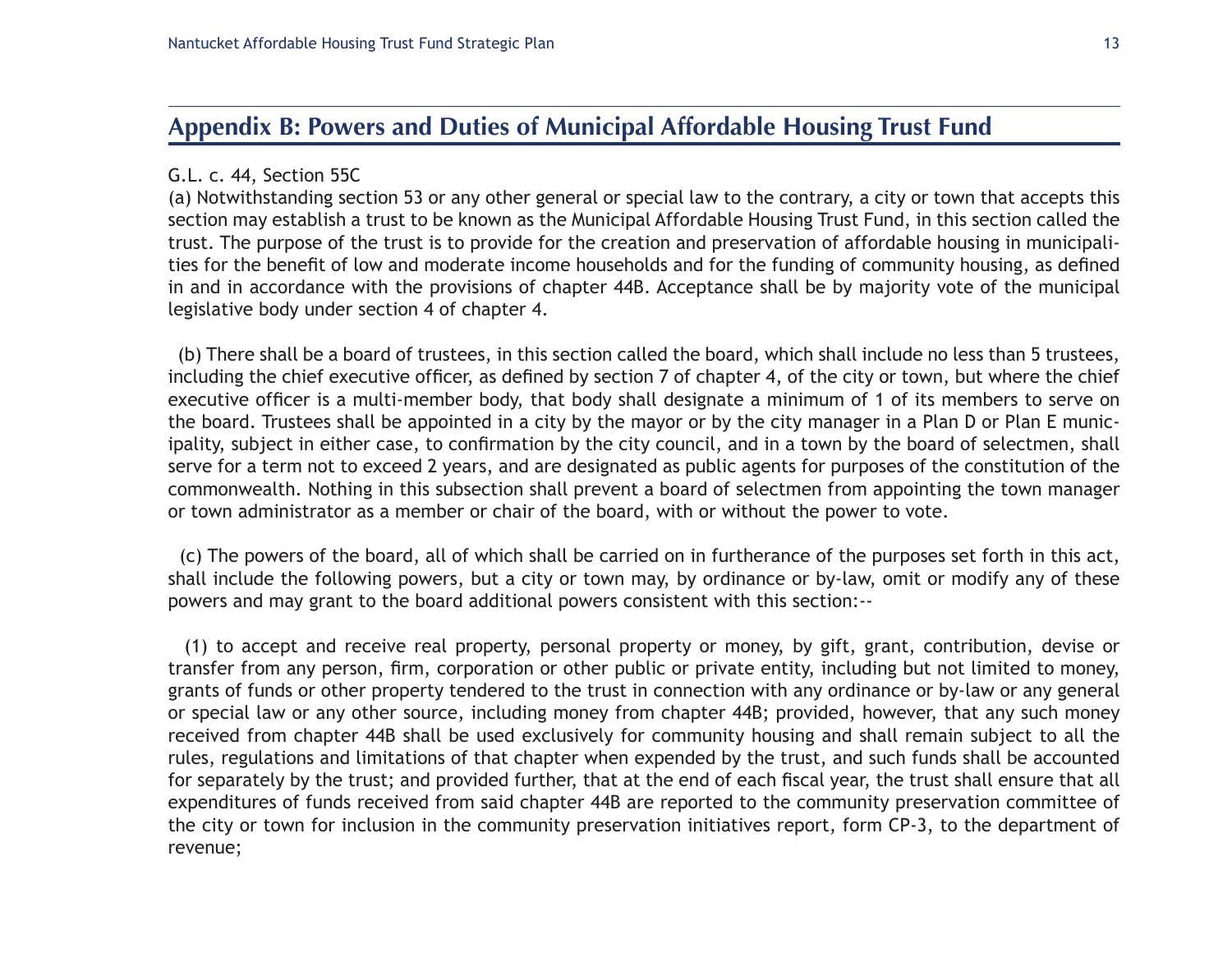## Appendix B: Powers and Duties of Municipal Affordable Housing Trust Fund

G.L. c. 44, Section 55C

(a) Notwithstanding section 53 or any other general or special law to the contrary, a city or town that accepts this section may establish a trust to be known as the Municipal Affordable Housing Trust Fund, in this section called the trust. The purpose of the trust is to provide for the creation and preservation of affordable housing in municipalities for the benefit of low and moderate income households and for the funding of community housing, as defined in and in accordance with the provisions of chapter 44B. Acceptance shall be by majority vote of the municipal legislative body under section 4 of chapter 4.

(b) There shall be a board of trustees, in this section called the board, which shall include no less than 5 trustees, including the chief executive officer, as defined by section 7 of chapter 4, of the city or town, but where the chief executive officer is a multi-member body, that body shall designate a minimum of 1 of its members to serve on the board. Trustees shall be appointed in a city by the mayor or by the city manager in a Plan D or Plan E municipality, subject in either case, to confirmation by the city council, and in a town by the board of selectmen, shall serve for a term not to exceed 2 years, and are designated as public agents for purposes of the constitution of the commonwealth. Nothing in this subsection shall prevent a board of selectmen from appointing the town manager or town administrator as a member or chair of the board, with or without the power to vote.

(c) The powers of the board, all of which shall be carried on in furtherance of the purposes set forth in this act, shall include the following powers, but a city or town may, by ordinance or by-law, omit or modify any of these powers and may grant to the board additional powers consistent with this section:--

(1) to accept and receive real property, personal property or money, by gift, grant, contribution, devise or transfer from any person, firm, corporation or other public or private entity, including but not limited to money, grants of funds or other property tendered to the trust in connection with any ordinance or by-law or any general or special law or any other source, including money from chapter 44B; provided, however, that any such money received from chapter 44B shall be used exclusively for community housing and shall remain subject to all the rules, regulations and limitations of that chapter when expended by the trust, and such funds shall be accounted for separately by the trust; and provided further, that at the end of each fiscal year, the trust shall ensure that all expenditures of funds received from said chapter 44B are reported to the community preservation committee of the city or town for inclusion in the community preservation initiatives report, form CP-3, to the department of revenue;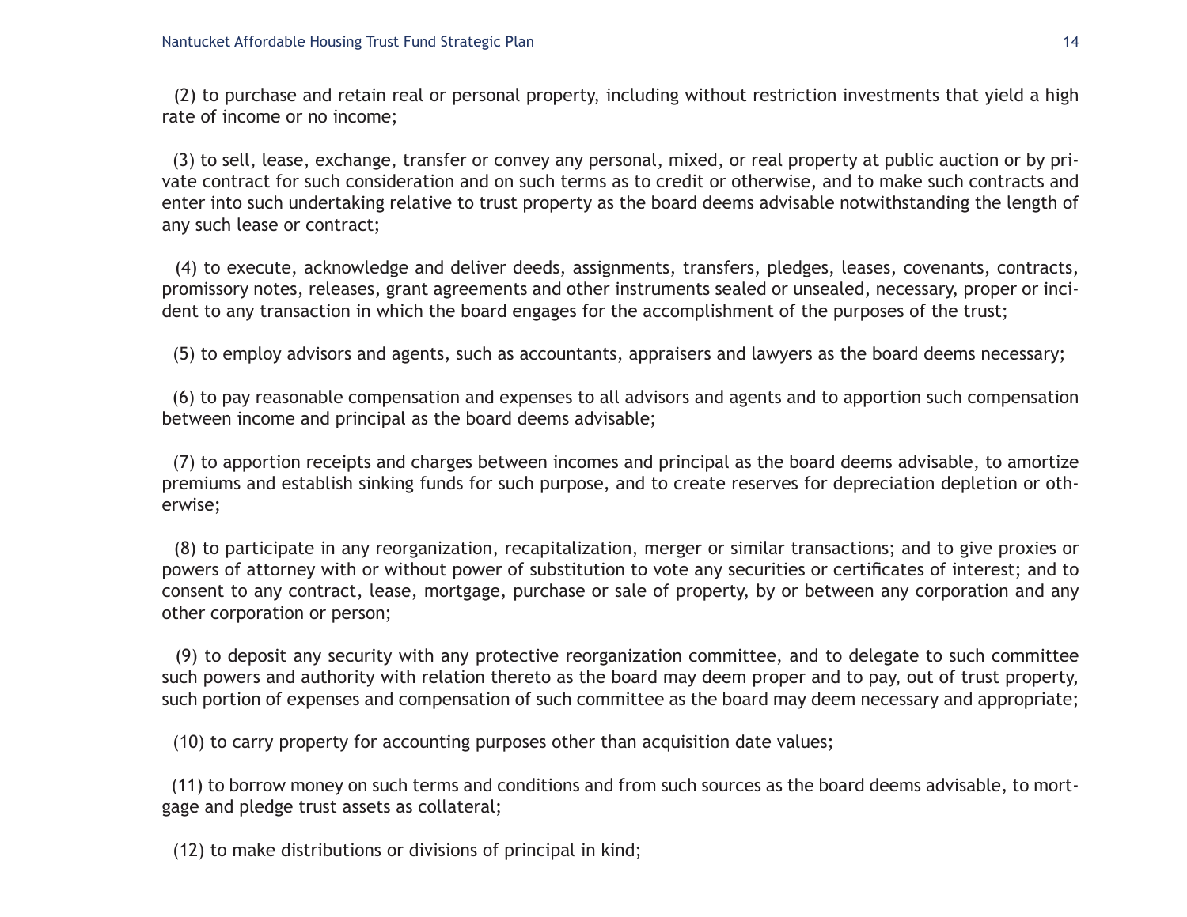(2) to purchase and retain real or personal property, including without restriction investments that yield a high rate of income or no income;

(3) to sell, lease, exchange, transfer or convey any personal, mixed, or real property at public auction or by private contract for such consideration and on such terms as to credit or otherwise, and to make such contracts and enter into such undertaking relative to trust property as the board deems advisable notwithstanding the length of any such lease or contract;

(4) to execute, acknowledge and deliver deeds, assignments, transfers, pledges, leases, covenants, contracts, promissory notes, releases, grant agreements and other instruments sealed or unsealed, necessary, proper or incident to any transaction in which the board engages for the accomplishment of the purposes of the trust;

(5) to employ advisors and agents, such as accountants, appraisers and lawyers as the board deems necessary;

(6) to pay reasonable compensation and expenses to all advisors and agents and to apportion such compensation between income and principal as the board deems advisable;

(7) to apportion receipts and charges between incomes and principal as the board deems advisable, to amortize premiums and establish sinking funds for such purpose, and to create reserves for depreciation depletion or otherwise;

(8) to participate in any reorganization, recapitalization, merger or similar transactions; and to give proxies or powers of attorney with or without power of substitution to vote any securities or certificates of interest; and to consent to any contract, lease, mortgage, purchase or sale of property, by or between any corporation and any other corporation or person;

(9) to deposit any security with any protective reorganization committee, and to delegate to such committee such powers and authority with relation thereto as the board may deem proper and to pay, out of trust property, such portion of expenses and compensation of such committee as the board may deem necessary and appropriate;

(10) to carry property for accounting purposes other than acquisition date values;

(11) to borrow money on such terms and conditions and from such sources as the board deems advisable, to mortgage and pledge trust assets as collateral;

(12) to make distributions or divisions of principal in kind;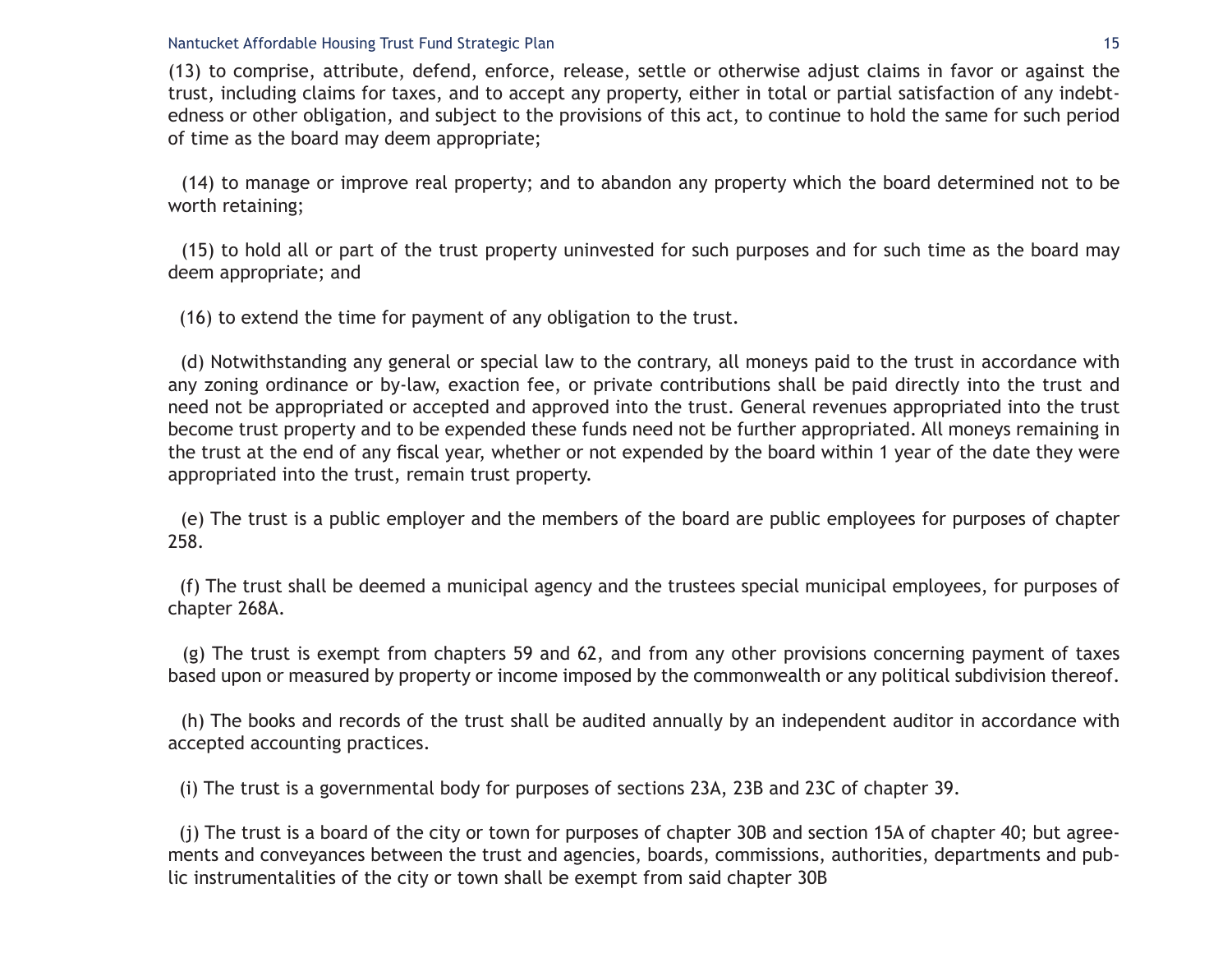(13) to comprise, attribute, defend, enforce, release, settle or otherwise adjust claims in favor or against the trust, including claims for taxes, and to accept any property, either in total or partial satisfaction of any indebtedness or other obligation, and subject to the provisions of this act, to continue to hold the same for such period of time as the board may deem appropriate;

(14) to manage or improve real property; and to abandon any property which the board determined not to be worth retaining;

(15) to hold all or part of the trust property uninvested for such purposes and for such time as the board may deem appropriate; and

(16) to extend the time for payment of any obligation to the trust.

(d) Notwithstanding any general or special law to the contrary, all moneys paid to the trust in accordance with any zoning ordinance or by-law, exaction fee, or private contributions shall be paid directly into the trust and need not be appropriated or accepted and approved into the trust. General revenues appropriated into the trust become trust property and to be expended these funds need not be further appropriated. All moneys remaining in the trust at the end of any fiscal year, whether or not expended by the board within 1 year of the date they were appropriated into the trust, remain trust property.

(e) The trust is a public employer and the members of the board are public employees for purposes of chapter 258.

(f) The trust shall be deemed a municipal agency and the trustees special municipal employees, for purposes of chapter 268A.

(g) The trust is exempt from chapters 59 and 62, and from any other provisions concerning payment of taxes based upon or measured by property or income imposed by the commonwealth or any political subdivision thereof.

(h) The books and records of the trust shall be audited annually by an independent auditor in accordance with accepted accounting practices.

(i) The trust is a governmental body for purposes of sections 23A, 23B and 23C of chapter 39.

(j) The trust is a board of the city or town for purposes of chapter 30B and section 15A of chapter 40; but agreements and conveyances between the trust and agencies, boards, commissions, authorities, departments and public instrumentalities of the city or town shall be exempt from said chapter 30B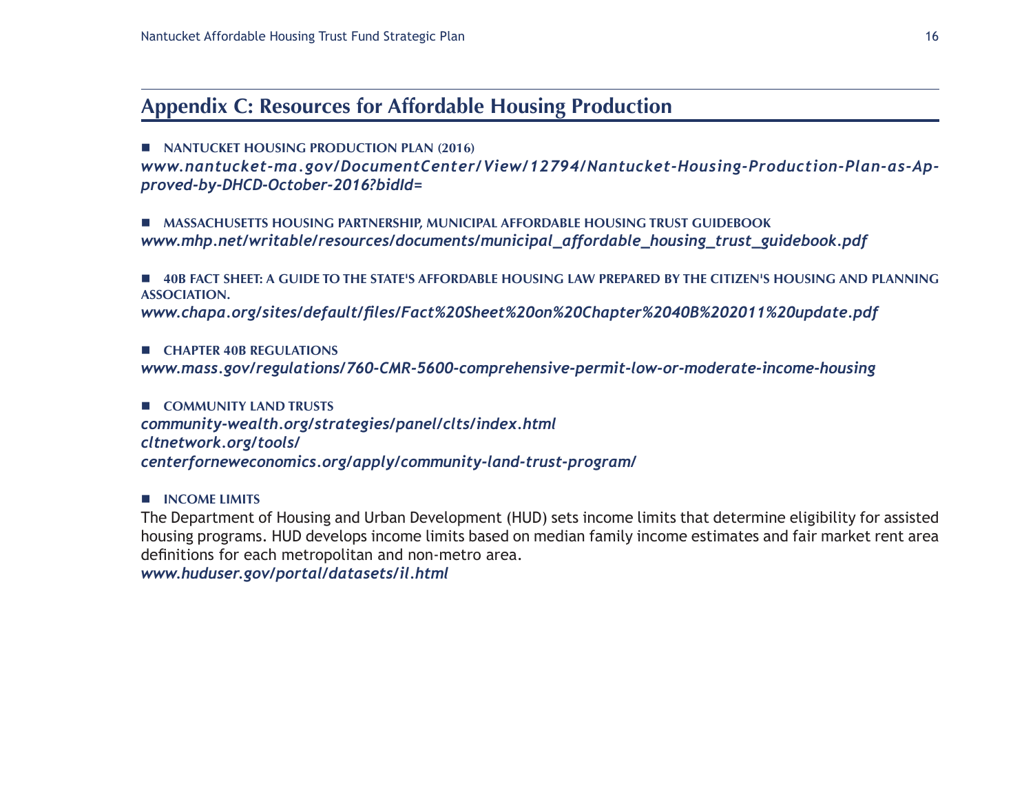## Appendix C: Resources for Affordable Housing Production

- **NANTUCKET HOUSING PRODUCTION PLAN (2016)**

*www.nantucket-ma.gov/DocumentCenter/View/12794/Nantucket-Housing-Production-Plan-as-Approved-by-DHCD-October-2016?bidId=*

- **MASSACHUSETTS HOUSING PARTNERSHIP, MUNICIPAL AFFORDABLE HOUSING TRUST GUIDEBOOK**

*www.mhp.net/writable/resources/documents/municipal_affordable_housing_trust_guidebook.pdf*

- **40B FACT SHEET: A GUIDE TO THE STATE'S AFFORDABLE HOUSING LAW PREPARED BY THE CITIZEN'S HOUSING AND PLANNING ASSOCIATION.**

*www.chapa.org/sites/default/files/Fact%20Sheet%20on%20Chapter%2040B%202011%20update.pdf*

- **CHAPTER 40B REGULATIONS**

*www.mass.gov/regulations/760-CMR-5600-comprehensive-permit-low-or-moderate-income-housing*

- **COMMUNITY LAND TRUSTS**

*community-wealth.org/strategies/panel/clts/index.html*
*cltnetwork.org/tools/*
*centerforneweconomics.org/apply/community-land-trust-program/*

- **INCOME LIMITS**

The Department of Housing and Urban Development (HUD) sets income limits that determine eligibility for assisted housing programs. HUD develops income limits based on median family income estimates and fair market rent area definitions for each metropolitan and non-metro area.
*www.huduser.gov/portal/datasets/il.html*